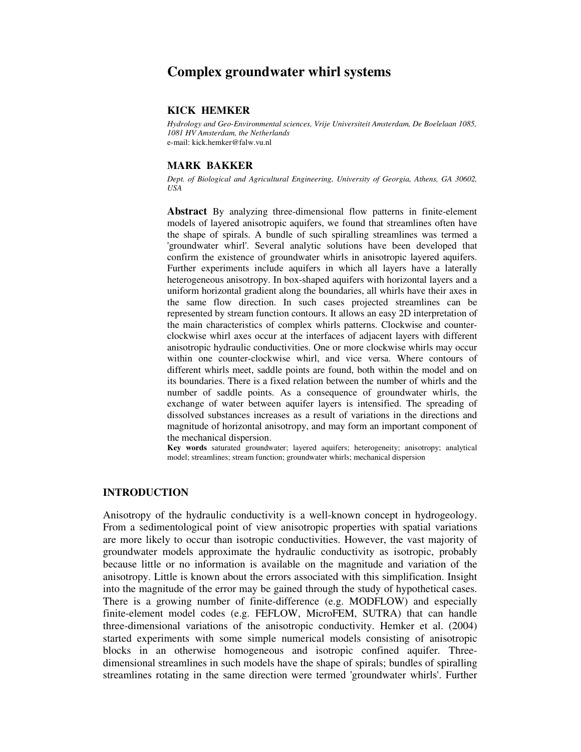# Complex groundwater whirl systems

## KICK HEMKER

*Hydrology and Geo-Environmental sciences, Vrije Universiteit Amsterdam, De Boelelaan 1085, 1081 HV Amsterdam, the Netherlands*
e-mail: kick.hemker@falw.vu.nl

## MARK BAKKER

*Dept. of Biological and Agricultural Engineering, University of Georgia, Athens, GA 30602, USA*

**Abstract** By analyzing three-dimensional flow patterns in finite-element models of layered anisotropic aquifers, we found that streamlines often have the shape of spirals. A bundle of such spiralling streamlines was termed a 'groundwater whirl'. Several analytic solutions have been developed that confirm the existence of groundwater whirls in anisotropic layered aquifers. Further experiments include aquifers in which all layers have a laterally heterogeneous anisotropy. In box-shaped aquifers with horizontal layers and a uniform horizontal gradient along the boundaries, all whirls have their axes in the same flow direction. In such cases projected streamlines can be represented by stream function contours. It allows an easy 2D interpretation of the main characteristics of complex whirls patterns. Clockwise and counter-clockwise whirl axes occur at the interfaces of adjacent layers with different anisotropic hydraulic conductivities. One or more clockwise whirls may occur within one counter-clockwise whirl, and vice versa. Where contours of different whirls meet, saddle points are found, both within the model and on its boundaries. There is a fixed relation between the number of whirls and the number of saddle points. As a consequence of groundwater whirls, the exchange of water between aquifer layers is intensified. The spreading of dissolved substances increases as a result of variations in the directions and magnitude of horizontal anisotropy, and may form an important component of the mechanical dispersion.

**Key words** saturated groundwater; layered aquifers; heterogeneity; anisotropy; analytical model; streamlines; stream function; groundwater whirls; mechanical dispersion

## INTRODUCTION

Anisotropy of the hydraulic conductivity is a well-known concept in hydrogeology. From a sedimentological point of view anisotropic properties with spatial variations are more likely to occur than isotropic conductivities. However, the vast majority of groundwater models approximate the hydraulic conductivity as isotropic, probably because little or no information is available on the magnitude and variation of the anisotropy. Little is known about the errors associated with this simplification. Insight into the magnitude of the error may be gained through the study of hypothetical cases. There is a growing number of finite-difference (e.g. MODFLOW) and especially finite-element model codes (e.g. FEFLOW, MicroFEM, SUTRA) that can handle three-dimensional variations of the anisotropic conductivity. Hemker et al. (2004) started experiments with some simple numerical models consisting of anisotropic blocks in an otherwise homogeneous and isotropic confined aquifer. Three-dimensional streamlines in such models have the shape of spirals; bundles of spiralling streamlines rotating in the same direction were termed 'groundwater whirls'. Further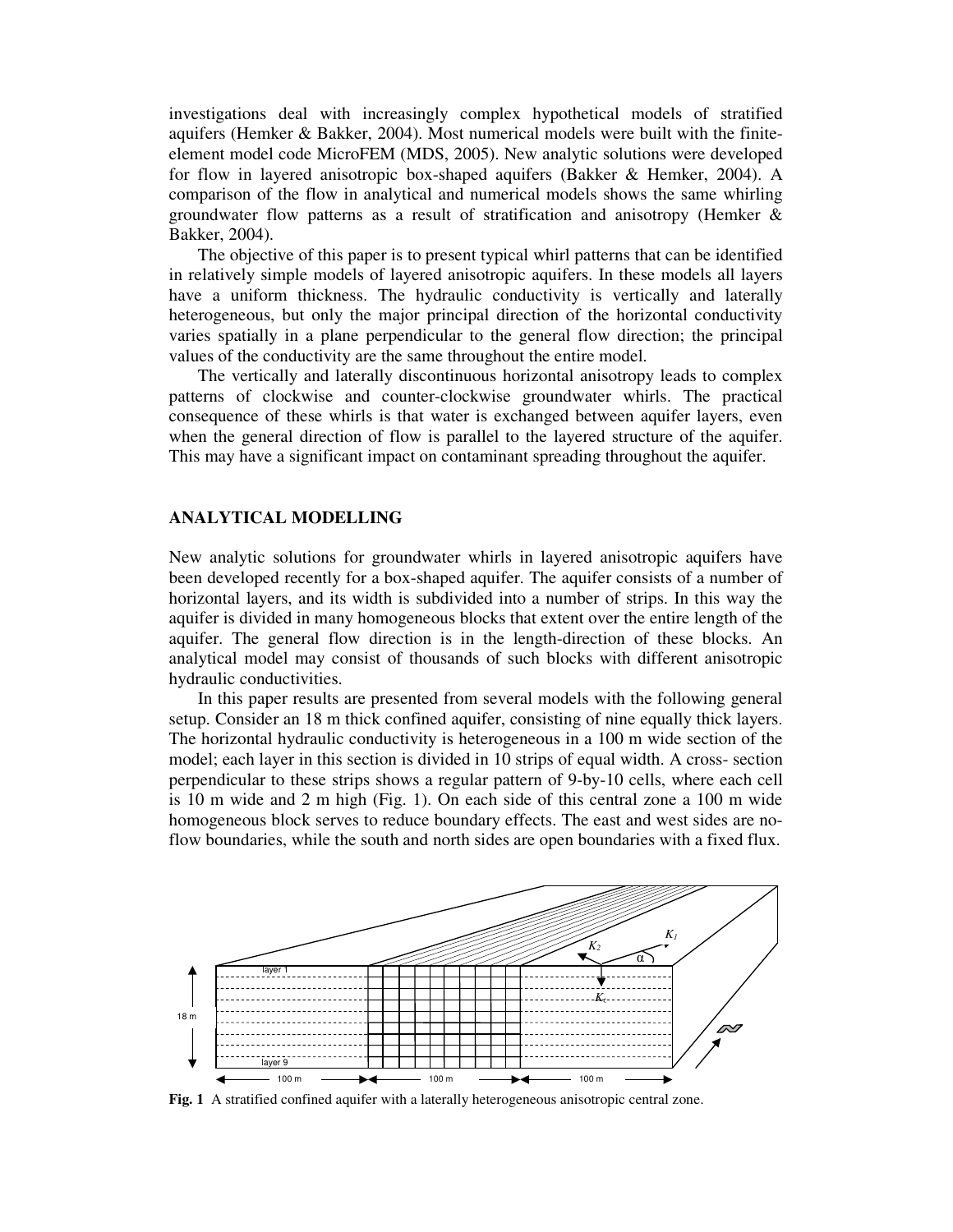investigations deal with increasingly complex hypothetical models of stratified aquifers (Hemker & Bakker, 2004). Most numerical models were built with the finite-element model code MicroFEM (MDS, 2005). New analytic solutions were developed for flow in layered anisotropic box-shaped aquifers (Bakker & Hemker, 2004). A comparison of the flow in analytical and numerical models shows the same whirling groundwater flow patterns as a result of stratification and anisotropy (Hemker & Bakker, 2004).

The objective of this paper is to present typical whirl patterns that can be identified in relatively simple models of layered anisotropic aquifers. In these models all layers have a uniform thickness. The hydraulic conductivity is vertically and laterally heterogeneous, but only the major principal direction of the horizontal conductivity varies spatially in a plane perpendicular to the general flow direction; the principal values of the conductivity are the same throughout the entire model.

The vertically and laterally discontinuous horizontal anisotropy leads to complex patterns of clockwise and counter-clockwise groundwater whirls. The practical consequence of these whirls is that water is exchanged between aquifer layers, even when the general direction of flow is parallel to the layered structure of the aquifer. This may have a significant impact on contaminant spreading throughout the aquifer.

## ANALYTICAL MODELLING

New analytic solutions for groundwater whirls in layered anisotropic aquifers have been developed recently for a box-shaped aquifer. The aquifer consists of a number of horizontal layers, and its width is subdivided into a number of strips. In this way the aquifer is divided in many homogeneous blocks that extent over the entire length of the aquifer. The general flow direction is in the length-direction of these blocks. An analytical model may consist of thousands of such blocks with different anisotropic hydraulic conductivities.

In this paper results are presented from several models with the following general setup. Consider an 18 m thick confined aquifer, consisting of nine equally thick layers. The horizontal hydraulic conductivity is heterogeneous in a 100 m wide section of the model; each layer in this section is divided in 10 strips of equal width. A cross- section perpendicular to these strips shows a regular pattern of 9-by-10 cells, where each cell is 10 m wide and 2 m high (Fig. 1). On each side of this central zone a 100 m wide homogeneous block serves to reduce boundary effects. The east and west sides are no-flow boundaries, while the south and north sides are open boundaries with a fixed flux.

**Fig. 1** A stratified confined aquifer with a laterally heterogeneous anisotropic central zone.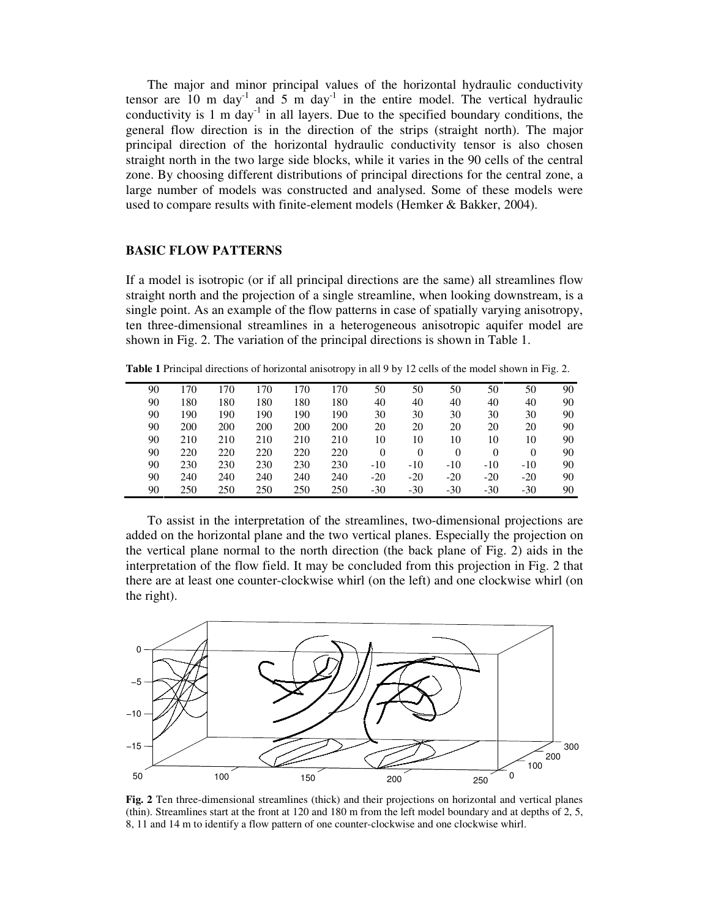The major and minor principal values of the horizontal hydraulic conductivity tensor are 10 m day$^{-1}$ and 5 m day$^{-1}$ in the entire model. The vertical hydraulic conductivity is 1 m day$^{-1}$ in all layers. Due to the specified boundary conditions, the general flow direction is in the direction of the strips (straight north). The major principal direction of the horizontal hydraulic conductivity tensor is also chosen straight north in the two large side blocks, while it varies in the 90 cells of the central zone. By choosing different distributions of principal directions for the central zone, a large number of models was constructed and analysed. Some of these models were used to compare results with finite-element models (Hemker & Bakker, 2004).

## BASIC FLOW PATTERNS

If a model is isotropic (or if all principal directions are the same) all streamlines flow straight north and the projection of a single streamline, when looking downstream, is a single point. As an example of the flow patterns in case of spatially varying anisotropy, ten three-dimensional streamlines in a heterogeneous anisotropic aquifer model are shown in Fig. 2. The variation of the principal directions is shown in Table 1.

**Table 1** Principal directions of horizontal anisotropy in all 9 by 12 cells of the model shown in Fig. 2.

| | | | | | | | | | | | |
|---|---|---|---|---|---|---|---|---|---|---|---|
| 90 | 170 | 170 | 170 | 170 | 170 | 50 | 50 | 50 | 50 | 50 | 90 |
| 90 | 180 | 180 | 180 | 180 | 180 | 40 | 40 | 40 | 40 | 40 | 90 |
| 90 | 190 | 190 | 190 | 190 | 190 | 30 | 30 | 30 | 30 | 30 | 90 |
| 90 | 200 | 200 | 200 | 200 | 200 | 20 | 20 | 20 | 20 | 20 | 90 |
| 90 | 210 | 210 | 210 | 210 | 210 | 10 | 10 | 10 | 10 | 10 | 90 |
| 90 | 220 | 220 | 220 | 220 | 220 | 0 | 0 | 0 | 0 | 0 | 90 |
| 90 | 230 | 230 | 230 | 230 | 230 | -10 | -10 | -10 | -10 | -10 | 90 |
| 90 | 240 | 240 | 240 | 240 | 240 | -20 | -20 | -20 | -20 | -20 | 90 |
| 90 | 250 | 250 | 250 | 250 | 250 | -30 | -30 | -30 | -30 | -30 | 90 |

To assist in the interpretation of the streamlines, two-dimensional projections are added on the horizontal plane and the two vertical planes. Especially the projection on the vertical plane normal to the north direction (the back plane of Fig. 2) aids in the interpretation of the flow field. It may be concluded from this projection in Fig. 2 that there are at least one counter-clockwise whirl (on the left) and one clockwise whirl (on the right).

**Fig. 2** Ten three-dimensional streamlines (thick) and their projections on horizontal and vertical planes (thin). Streamlines start at the front at 120 and 180 m from the left model boundary and at depths of 2, 5, 8, 11 and 14 m to identify a flow pattern of one counter-clockwise and one clockwise whirl.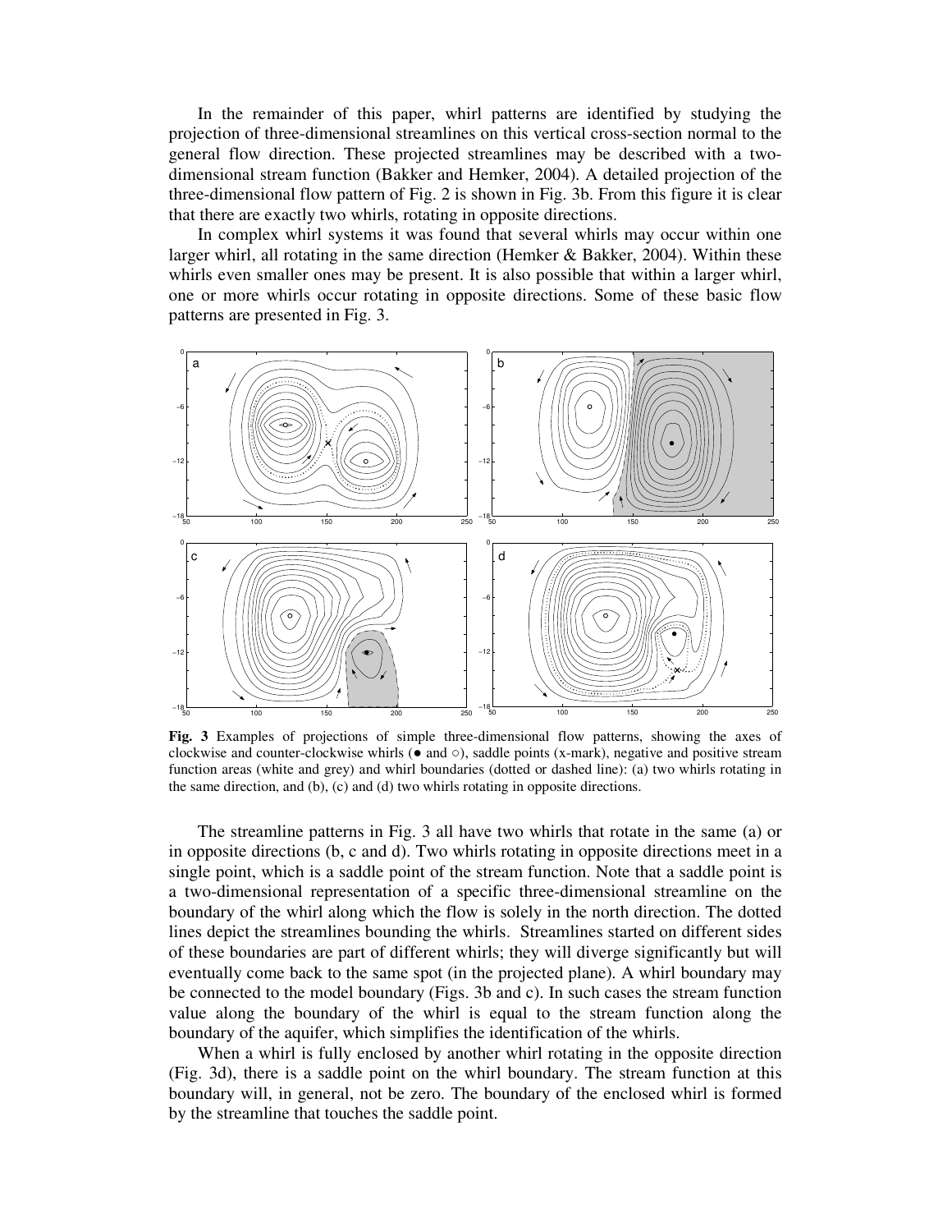In the remainder of this paper, whirl patterns are identified by studying the projection of three-dimensional streamlines on this vertical cross-section normal to the general flow direction. These projected streamlines may be described with a two-dimensional stream function (Bakker and Hemker, 2004). A detailed projection of the three-dimensional flow pattern of Fig. 2 is shown in Fig. 3b. From this figure it is clear that there are exactly two whirls, rotating in opposite directions.

In complex whirl systems it was found that several whirls may occur within one larger whirl, all rotating in the same direction (Hemker & Bakker, 2004). Within these whirls even smaller ones may be present. It is also possible that within a larger whirl, one or more whirls occur rotating in opposite directions. Some of these basic flow patterns are presented in Fig. 3.

**Fig. 3** Examples of projections of simple three-dimensional flow patterns, showing the axes of clockwise and counter-clockwise whirls (● and ○), saddle points (x-mark), negative and positive stream function areas (white and grey) and whirl boundaries (dotted or dashed line): (a) two whirls rotating in the same direction, and (b), (c) and (d) two whirls rotating in opposite directions.

The streamline patterns in Fig. 3 all have two whirls that rotate in the same (a) or in opposite directions (b, c and d). Two whirls rotating in opposite directions meet in a single point, which is a saddle point of the stream function. Note that a saddle point is a two-dimensional representation of a specific three-dimensional streamline on the boundary of the whirl along which the flow is solely in the north direction. The dotted lines depict the streamlines bounding the whirls. Streamlines started on different sides of these boundaries are part of different whirls; they will diverge significantly but will eventually come back to the same spot (in the projected plane). A whirl boundary may be connected to the model boundary (Figs. 3b and c). In such cases the stream function value along the boundary of the whirl is equal to the stream function along the boundary of the aquifer, which simplifies the identification of the whirls.

When a whirl is fully enclosed by another whirl rotating in the opposite direction (Fig. 3d), there is a saddle point on the whirl boundary. The stream function at this boundary will, in general, not be zero. The boundary of the enclosed whirl is formed by the streamline that touches the saddle point.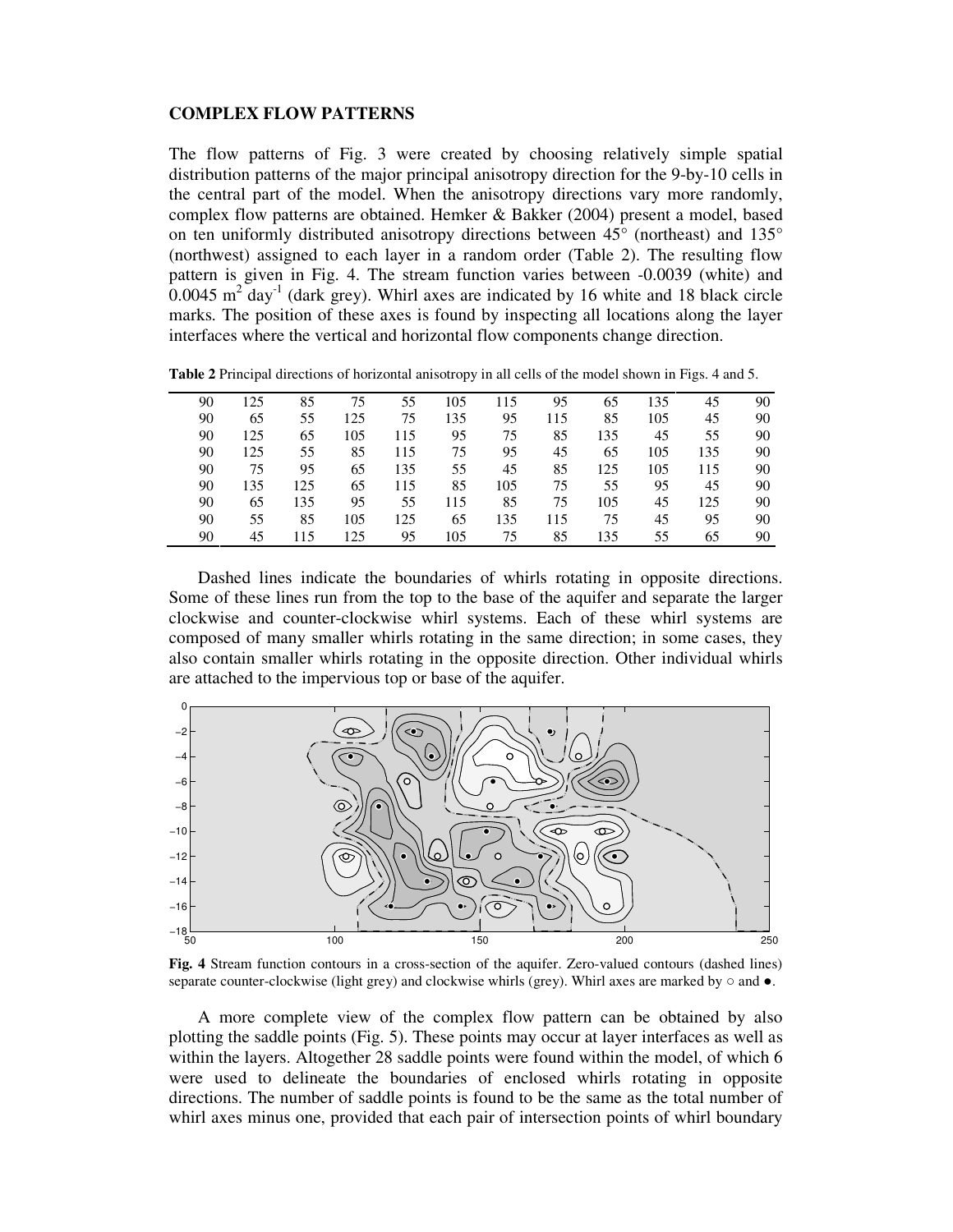## COMPLEX FLOW PATTERNS

The flow patterns of Fig. 3 were created by choosing relatively simple spatial distribution patterns of the major principal anisotropy direction for the 9-by-10 cells in the central part of the model. When the anisotropy directions vary more randomly, complex flow patterns are obtained. Hemker & Bakker (2004) present a model, based on ten uniformly distributed anisotropy directions between 45° (northeast) and 135° (northwest) assigned to each layer in a random order (Table 2). The resulting flow pattern is given in Fig. 4. The stream function varies between -0.0039 (white) and 0.0045 $m^2$ $day^{-1}$ (dark grey). Whirl axes are indicated by 16 white and 18 black circle marks. The position of these axes is found by inspecting all locations along the layer interfaces where the vertical and horizontal flow components change direction.

**Table 2** Principal directions of horizontal anisotropy in all cells of the model shown in Figs. 4 and 5.

| | | | | | | | | | | | |
|---|---|---|---|---|---|---|---|---|---|---|---|
| 90 | 125 | 85 | 75 | 55 | 105 | 115 | 95 | 65 | 135 | 45 | 90 |
| 90 | 65 | 55 | 125 | 75 | 135 | 95 | 115 | 85 | 105 | 45 | 90 |
| 90 | 125 | 65 | 105 | 115 | 95 | 75 | 85 | 135 | 45 | 55 | 90 |
| 90 | 125 | 55 | 85 | 115 | 75 | 95 | 45 | 65 | 105 | 135 | 90 |
| 90 | 75 | 95 | 65 | 135 | 55 | 45 | 85 | 125 | 105 | 115 | 90 |
| 90 | 135 | 125 | 65 | 115 | 85 | 105 | 75 | 55 | 95 | 45 | 90 |
| 90 | 65 | 135 | 95 | 55 | 115 | 85 | 75 | 105 | 45 | 125 | 90 |
| 90 | 55 | 85 | 105 | 125 | 65 | 135 | 115 | 75 | 45 | 95 | 90 |
| 90 | 45 | 115 | 125 | 95 | 105 | 75 | 85 | 135 | 55 | 65 | 90 |

Dashed lines indicate the boundaries of whirls rotating in opposite directions. Some of these lines run from the top to the base of the aquifer and separate the larger clockwise and counter-clockwise whirl systems. Each of these whirl systems are composed of many smaller whirls rotating in the same direction; in some cases, they also contain smaller whirls rotating in the opposite direction. Other individual whirls are attached to the impervious top or base of the aquifer.

**Fig. 4** Stream function contours in a cross-section of the aquifer. Zero-valued contours (dashed lines) separate counter-clockwise (light grey) and clockwise whirls (grey). Whirl axes are marked by ○ and ●.

A more complete view of the complex flow pattern can be obtained by also plotting the saddle points (Fig. 5). These points may occur at layer interfaces as well as within the layers. Altogether 28 saddle points were found within the model, of which 6 were used to delineate the boundaries of enclosed whirls rotating in opposite directions. The number of saddle points is found to be the same as the total number of whirl axes minus one, provided that each pair of intersection points of whirl boundary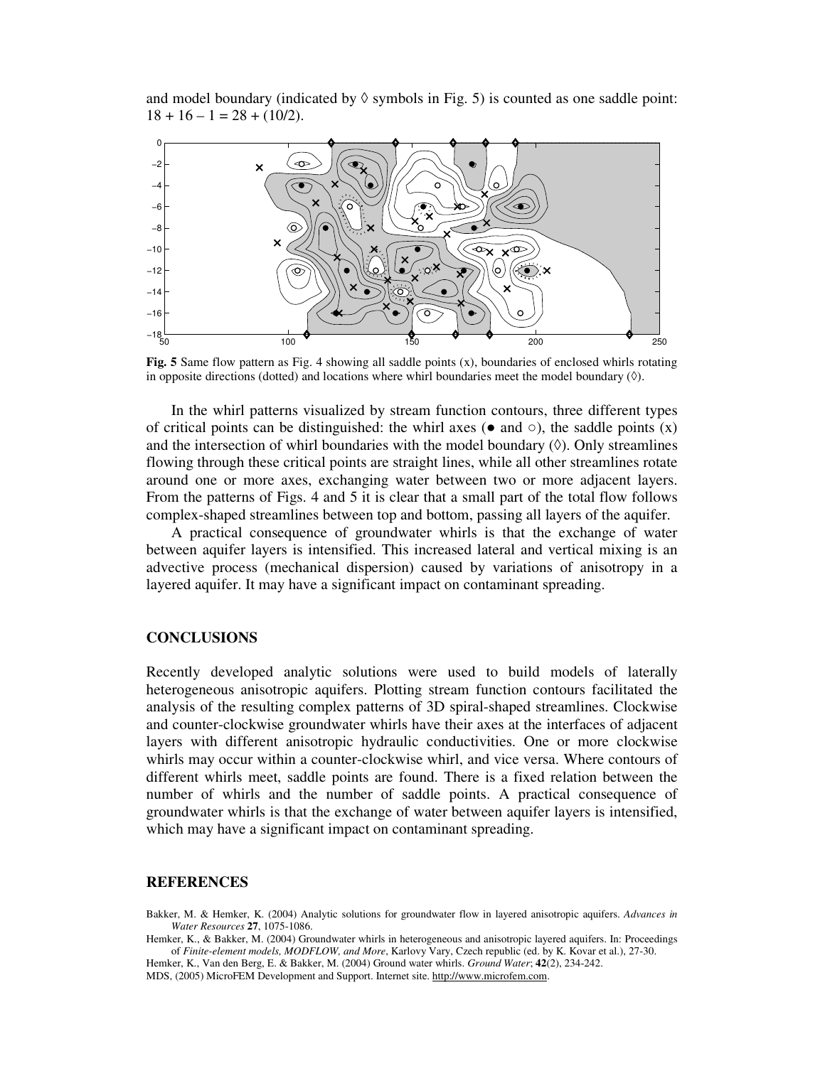and model boundary (indicated by ◊ symbols in Fig. 5) is counted as one saddle point: $18 + 16 - 1 = 28 + (10/2)$.

0
−2
−4
−6
−8
−10
−12
−14
−16
−18
50
100
150
200
250

**Fig. 5** Same flow pattern as Fig. 4 showing all saddle points (x), boundaries of enclosed whirls rotating in opposite directions (dotted) and locations where whirl boundaries meet the model boundary (◊).

In the whirl patterns visualized by stream function contours, three different types of critical points can be distinguished: the whirl axes (● and ○), the saddle points (x) and the intersection of whirl boundaries with the model boundary (◊). Only streamlines flowing through these critical points are straight lines, while all other streamlines rotate around one or more axes, exchanging water between two or more adjacent layers. From the patterns of Figs. 4 and 5 it is clear that a small part of the total flow follows complex-shaped streamlines between top and bottom, passing all layers of the aquifer.

A practical consequence of groundwater whirls is that the exchange of water between aquifer layers is intensified. This increased lateral and vertical mixing is an advective process (mechanical dispersion) caused by variations of anisotropy in a layered aquifer. It may have a significant impact on contaminant spreading.

## CONCLUSIONS

Recently developed analytic solutions were used to build models of laterally heterogeneous anisotropic aquifers. Plotting stream function contours facilitated the analysis of the resulting complex patterns of 3D spiral-shaped streamlines. Clockwise and counter-clockwise groundwater whirls have their axes at the interfaces of adjacent layers with different anisotropic hydraulic conductivities. One or more clockwise whirls may occur within a counter-clockwise whirl, and vice versa. Where contours of different whirls meet, saddle points are found. There is a fixed relation between the number of whirls and the number of saddle points. A practical consequence of groundwater whirls is that the exchange of water between aquifer layers is intensified, which may have a significant impact on contaminant spreading.

## REFERENCES

Bakker, M. & Hemker, K. (2004) Analytic solutions for groundwater flow in layered anisotropic aquifers. *Advances in Water Resources* **27**, 1075-1086.

Hemker, K., & Bakker, M. (2004) Groundwater whirls in heterogeneous and anisotropic layered aquifers. In: Proceedings of *Finite-element models, MODFLOW, and More*, Karlovy Vary, Czech republic (ed. by K. Kovar et al.), 27-30.

Hemker, K., Van den Berg, E. & Bakker, M. (2004) Ground water whirls. *Ground Water*; **42**(2), 234-242.

MDS, (2005) MicroFEM Development and Support. Internet site. http://www.microfem.com.